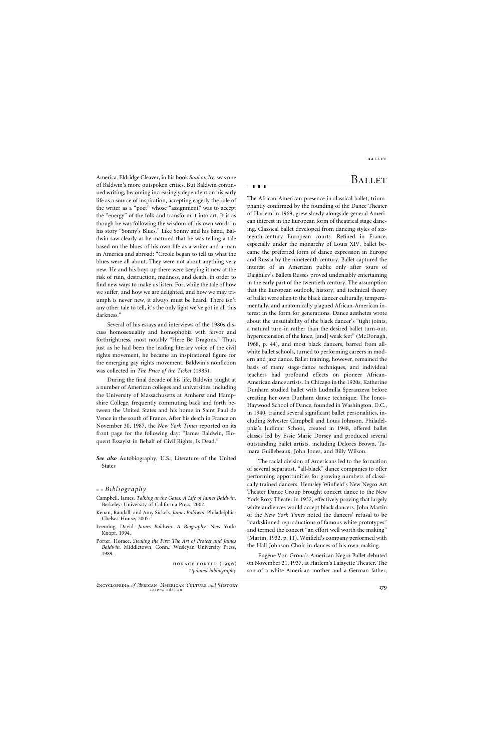America. Eldridge Cleaver, in his book *Soul on Ice,* was one of Baldwin's more outspoken critics. But Baldwin continued writing, becoming increasingly dependent on his early life as a source of inspiration, accepting eagerly the role of the writer as a "poet" whose "assignment" was to accept the "energy" of the folk and transform it into art. It is as though he was following the wisdom of his own words in his story "Sonny's Blues." Like Sonny and his band, Baldwin saw clearly as he matured that he was telling a tale based on the blues of his own life as a writer and a man in America and abroad: "Creole began to tell us what the blues were all about. They were not about anything very new. He and his boys up there were keeping it new at the risk of ruin, destruction, madness, and death, in order to find new ways to make us listen. For, while the tale of how we suffer, and how we are delighted, and how we may triumph is never new, it always must be heard. There isn't any other tale to tell, it's the only light we've got in all this darkness."

Several of his essays and interviews of the 1980s discuss homosexuality and homophobia with fervor and forthrightness, most notably "Here Be Dragons." Thus, just as he had been the leading literary voice of the civil rights movement, he became an inspirational figure for the emerging gay rights movement. Baldwin's nonfiction was collected in *The Price of the Ticket* (1985).

During the final decade of his life, Baldwin taught at a number of American colleges and universities, including the University of Massachusetts at Amherst and Hampshire College, frequently commuting back and forth between the United States and his home in Saint Paul de Vence in the south of France. After his death in France on November 30, 1987, the *New York Times* reported on its front page for the following day: "James Baldwin, Eloquent Essayist in Behalf of Civil Rights, Is Dead."

***See also*** Autobiography, U.S.; Literature of the United States

### *Bibliography*

Campbell, James. *Talking at the Gates: A Life of James Baldwin.* Berkeley: University of California Press, 2002.

Kenan, Randall, and Amy Sickels. *James Baldwin.* Philadelphia: Chelsea House, 2005.

Leeming, David. *James Baldwin: A Biography.* New York: Knopf, 1994.

Porter, Horace. *Stealing the Fire: The Art of Protest and James Baldwin.* Middletown, Conn.: Wesleyan University Press, 1989.

HORACE PORTER (1996)
*Updated bibliography*

# Ballet

The African-American presence in classical ballet, triumphantly confirmed by the founding of the Dance Theater of Harlem in 1969, grew slowly alongside general American interest in the European form of theatrical stage dancing. Classical ballet developed from dancing styles of sixteenth-century European courts. Refined in France, especially under the monarchy of Louis XIV, ballet became the preferred form of dance expression in Europe and Russia by the nineteenth century. Ballet captured the interest of an American public only after tours of Daighilev's Ballets Russes proved undeniably entertaining in the early part of the twentieth century. The assumption that the European outlook, history, and technical theory of ballet were alien to the black dancer culturally, temperamentally, and anatomically plagued African-American interest in the form for generations. Dance aesthetes wrote about the unsuitability of the black dancer's "tight joints, a natural turn-in rather than the desired ballet turn-out, hyperextension of the knee, [and] weak feet" (McDonagh, 1968, p. 44), and most black dancers, barred from all-white ballet schools, turned to performing careers in modern and jazz dance. Ballet training, however, remained the basis of many stage-dance techniques, and individual teachers had profound effects on pioneer African-American dance artists. In Chicago in the 1920s, Katherine Dunham studied ballet with Ludmilla Speranzeva before creating her own Dunham dance technique. The Jones-Haywood School of Dance, founded in Washington, D.C., in 1940, trained several significant ballet personalities, including Sylvester Campbell and Louis Johnson. Philadelphia's Judimar School, created in 1948, offered ballet classes led by Essie Marie Dorsey and produced several outstanding ballet artists, including Delores Brown, Tamara Guillebeaux, John Jones, and Billy Wilson.

The racial division of Americans led to the formation of several separatist, "all-black" dance companies to offer performing opportunities for growing numbers of classically trained dancers. Hemsley Winfield's New Negro Art Theater Dance Group brought concert dance to the New York Roxy Theater in 1932, effectively proving that largely white audiences would accept black dancers. John Martin of the *New York Times* noted the dancers' refusal to be "darkskinned reproductions of famous white prototypes" and termed the concert "an effort well worth the making" (Martin, 1932, p. 11). Winfield's company performed with the Hall Johnson Choir in dances of his own making.

Eugene Von Grona's American Negro Ballet debuted on November 21, 1937, at Harlem's Lafayette Theater. The son of a white American mother and a German father,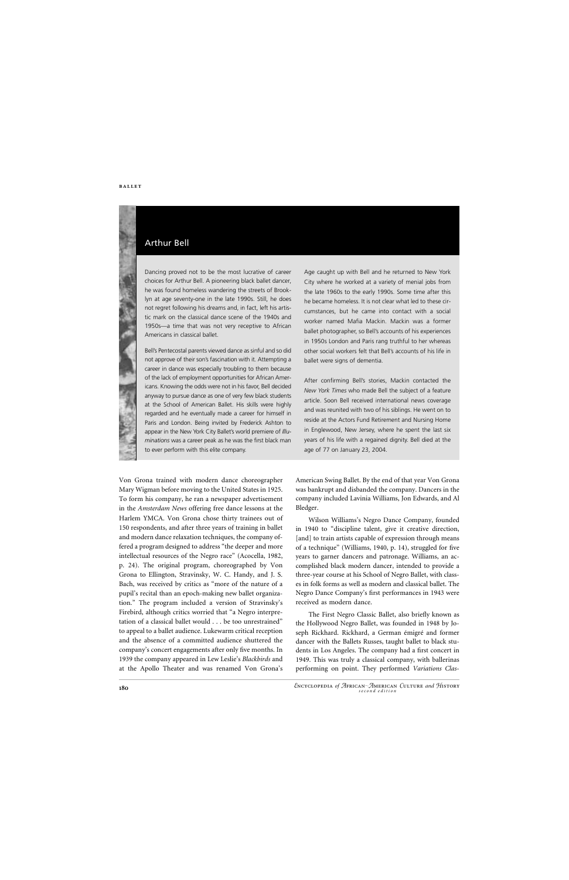## Arthur Bell

Dancing proved not to be the most lucrative of career choices for Arthur Bell. A pioneering black ballet dancer, he was found homeless wandering the streets of Brooklyn at age seventy-one in the late 1990s. Still, he does not regret following his dreams and, in fact, left his artistic mark on the classical dance scene of the 1940s and 1950s—a time that was not very receptive to African Americans in classical ballet.

Bell's Pentecostal parents viewed dance as sinful and so did not approve of their son's fascination with it. Attempting a career in dance was especially troubling to them because of the lack of employment opportunities for African Americans. Knowing the odds were not in his favor, Bell decided anyway to pursue dance as one of very few black students at the School of American Ballet. His skills were highly regarded and he eventually made a career for himself in Paris and London. Being invited by Frederick Ashton to appear in the New York City Ballet's world premiere of *Illuminations* was a career peak as he was the first black man to ever perform with this elite company.

Age caught up with Bell and he returned to New York City where he worked at a variety of menial jobs from the late 1960s to the early 1990s. Some time after this he became homeless. It is not clear what led to these circumstances, but he came into contact with a social worker named Mafia Mackin. Mackin was a former ballet photographer, so Bell's accounts of his experiences in 1950s London and Paris rang truthful to her whereas other social workers felt that Bell's accounts of his life in ballet were signs of dementia.

After confirming Bell's stories, Mackin contacted the *New York Times* who made Bell the subject of a feature article. Soon Bell received international news coverage and was reunited with two of his siblings. He went on to reside at the Actors Fund Retirement and Nursing Home in Englewood, New Jersey, where he spent the last six years of his life with a regained dignity. Bell died at the age of 77 on January 23, 2004.

---

Von Grona trained with modern dance choreographer Mary Wigman before moving to the United States in 1925. To form his company, he ran a newspaper advertisement in the *Amsterdam News* offering free dance lessons at the Harlem YMCA. Von Grona chose thirty trainees out of 150 respondents, and after three years of training in ballet and modern dance relaxation techniques, the company offered a program designed to address "the deeper and more intellectual resources of the Negro race" (Acocella, 1982, p. 24). The original program, choreographed by Von Grona to Ellington, Stravinsky, W. C. Handy, and J. S. Bach, was received by critics as "more of the nature of a pupil's recital than an epoch-making new ballet organization." The program included a version of Stravinsky's Firebird, although critics worried that "a Negro interpretation of a classical ballet would . . . be too unrestrained" to appeal to a ballet audience. Lukewarm critical reception and the absence of a committed audience shuttered the company's concert engagements after only five months. In 1939 the company appeared in Lew Leslie's *Blackbirds* and at the Apollo Theater and was renamed Von Grona's American Swing Ballet. By the end of that year Von Grona was bankrupt and disbanded the company. Dancers in the company included Lavinia Williams, Jon Edwards, and Al Bledger.

Wilson Williams's Negro Dance Company, founded in 1940 to "discipline talent, give it creative direction, [and] to train artists capable of expression through means of a technique" (Williams, 1940, p. 14), struggled for five years to garner dancers and patronage. Williams, an accomplished black modern dancer, intended to provide a three-year course at his School of Negro Ballet, with classes in folk forms as well as modern and classical ballet. The Negro Dance Company's first performances in 1943 were received as modern dance.

The First Negro Classic Ballet, also briefly known as the Hollywood Negro Ballet, was founded in 1948 by Joseph Rickhard. Rickhard, a German émigré and former dancer with the Ballets Russes, taught ballet to black students in Los Angeles. The company had a first concert in 1949. This was truly a classical company, with ballerinas performing on point. They performed *Variations Clas-*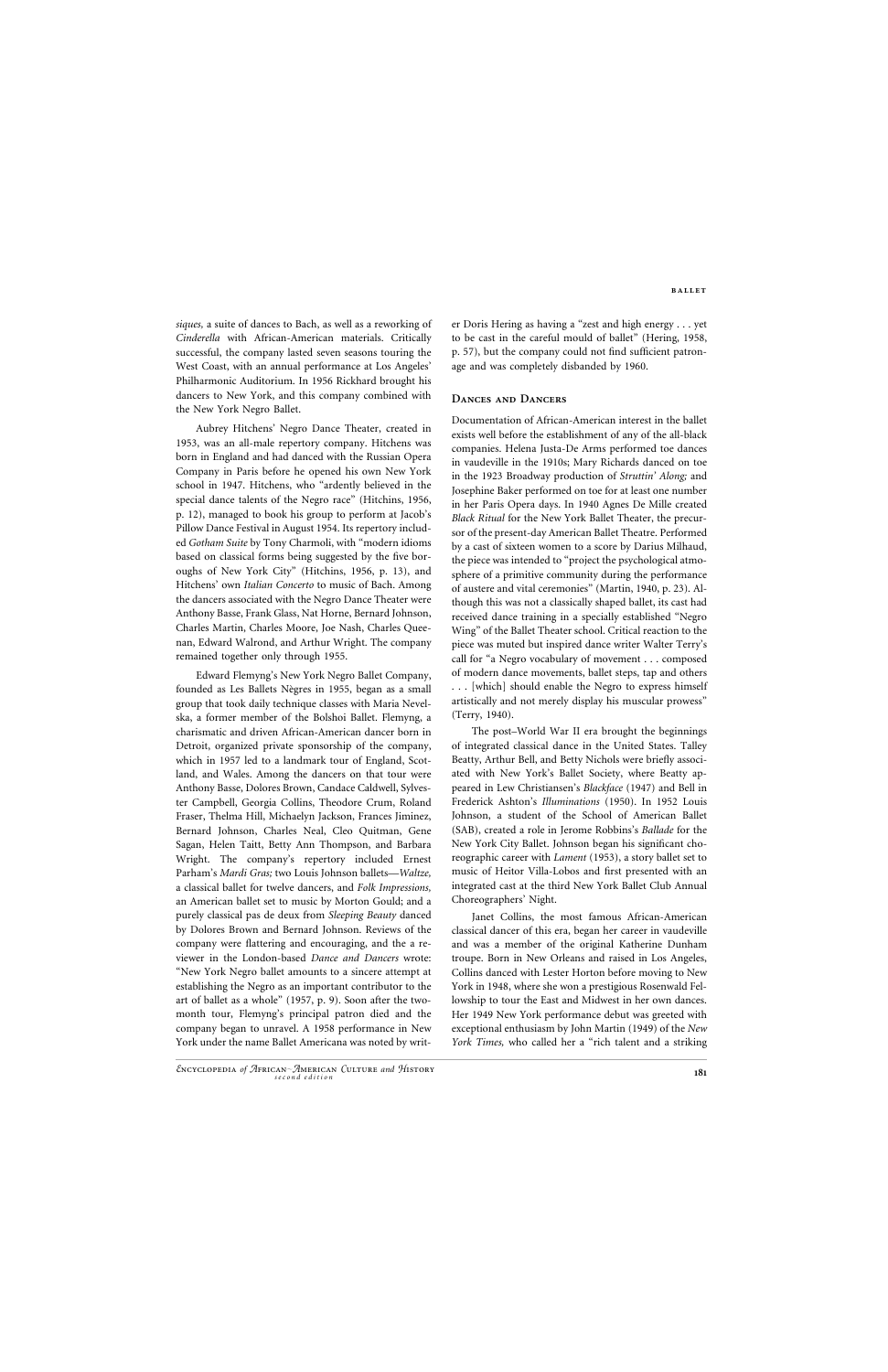*siques,* a suite of dances to Bach, as well as a reworking of *Cinderella* with African-American materials. Critically successful, the company lasted seven seasons touring the West Coast, with an annual performance at Los Angeles' Philharmonic Auditorium. In 1956 Rickhard brought his dancers to New York, and this company combined with the New York Negro Ballet.

Aubrey Hitchens' Negro Dance Theater, created in 1953, was an all-male repertory company. Hitchens was born in England and had danced with the Russian Opera Company in Paris before he opened his own New York school in 1947. Hitchens, who "ardently believed in the special dance talents of the Negro race" (Hitchins, 1956, p. 12), managed to book his group to perform at Jacob's Pillow Dance Festival in August 1954. Its repertory included *Gotham Suite* by Tony Charmoli, with "modern idioms based on classical forms being suggested by the five boroughs of New York City" (Hitchins, 1956, p. 13), and Hitchens' own *Italian Concerto* to music of Bach. Among the dancers associated with the Negro Dance Theater were Anthony Basse, Frank Glass, Nat Horne, Bernard Johnson, Charles Martin, Charles Moore, Joe Nash, Charles Queenan, Edward Walrond, and Arthur Wright. The company remained together only through 1955.

Edward Flemyng's New York Negro Ballet Company, founded as Les Ballets Nègres in 1955, began as a small group that took daily technique classes with Maria Nevelska, a former member of the Bolshoi Ballet. Flemyng, a charismatic and driven African-American dancer born in Detroit, organized private sponsorship of the company, which in 1957 led to a landmark tour of England, Scotland, and Wales. Among the dancers on that tour were Anthony Basse, Dolores Brown, Candace Caldwell, Sylvester Campbell, Georgia Collins, Theodore Crum, Roland Fraser, Thelma Hill, Michaelyn Jackson, Frances Jiminez, Bernard Johnson, Charles Neal, Cleo Quitman, Gene Sagan, Helen Taitt, Betty Ann Thompson, and Barbara Wright. The company's repertory included Ernest Parham's *Mardi Gras;* two Louis Johnson ballets—*Waltze,* a classical ballet for twelve dancers, and *Folk Impressions,* an American ballet set to music by Morton Gould; and a purely classical pas de deux from *Sleeping Beauty* danced by Dolores Brown and Bernard Johnson. Reviews of the company were flattering and encouraging, and the a reviewer in the London-based *Dance and Dancers* wrote: "New York Negro ballet amounts to a sincere attempt at establishing the Negro as an important contributor to the art of ballet as a whole" (1957, p. 9). Soon after the two-month tour, Flemyng's principal patron died and the company began to unravel. A 1958 performance in New York under the name Ballet Americana was noted by writer Doris Hering as having a "zest and high energy . . . yet to be cast in the careful mould of ballet" (Hering, 1958, p. 57), but the company could not find sufficient patronage and was completely disbanded by 1960.

## Dances and Dancers

Documentation of African-American interest in the ballet exists well before the establishment of any of the all-black companies. Helena Justa-De Arms performed toe dances in vaudeville in the 1910s; Mary Richards danced on toe in the 1923 Broadway production of *Struttin' Along;* and Josephine Baker performed on toe for at least one number in her Paris Opera days. In 1940 Agnes De Mille created *Black Ritual* for the New York Ballet Theater, the precursor of the present-day American Ballet Theatre. Performed by a cast of sixteen women to a score by Darius Milhaud, the piece was intended to "project the psychological atmosphere of a primitive community during the performance of austere and vital ceremonies" (Martin, 1940, p. 23). Although this was not a classically shaped ballet, its cast had received dance training in a specially established "Negro Wing" of the Ballet Theater school. Critical reaction to the piece was muted but inspired dance writer Walter Terry's call for "a Negro vocabulary of movement . . . composed of modern dance movements, ballet steps, tap and others . . . [which] should enable the Negro to express himself artistically and not merely display his muscular prowess" (Terry, 1940).

The post–World War II era brought the beginnings of integrated classical dance in the United States. Talley Beatty, Arthur Bell, and Betty Nichols were briefly associated with New York's Ballet Society, where Beatty appeared in Lew Christiansen's *Blackface* (1947) and Bell in Frederick Ashton's *Illuminations* (1950). In 1952 Louis Johnson, a student of the School of American Ballet (SAB), created a role in Jerome Robbins's *Ballade* for the New York City Ballet. Johnson began his significant choreographic career with *Lament* (1953), a story ballet set to music of Heitor Villa-Lobos and first presented with an integrated cast at the third New York Ballet Club Annual Choreographers' Night.

Janet Collins, the most famous African-American classical dancer of this era, began her career in vaudeville and was a member of the original Katherine Dunham troupe. Born in New Orleans and raised in Los Angeles, Collins danced with Lester Horton before moving to New York in 1948, where she won a prestigious Rosenwald Fellowship to tour the East and Midwest in her own dances. Her 1949 New York performance debut was greeted with exceptional enthusiasm by John Martin (1949) of the *New York Times,* who called her a "rich talent and a striking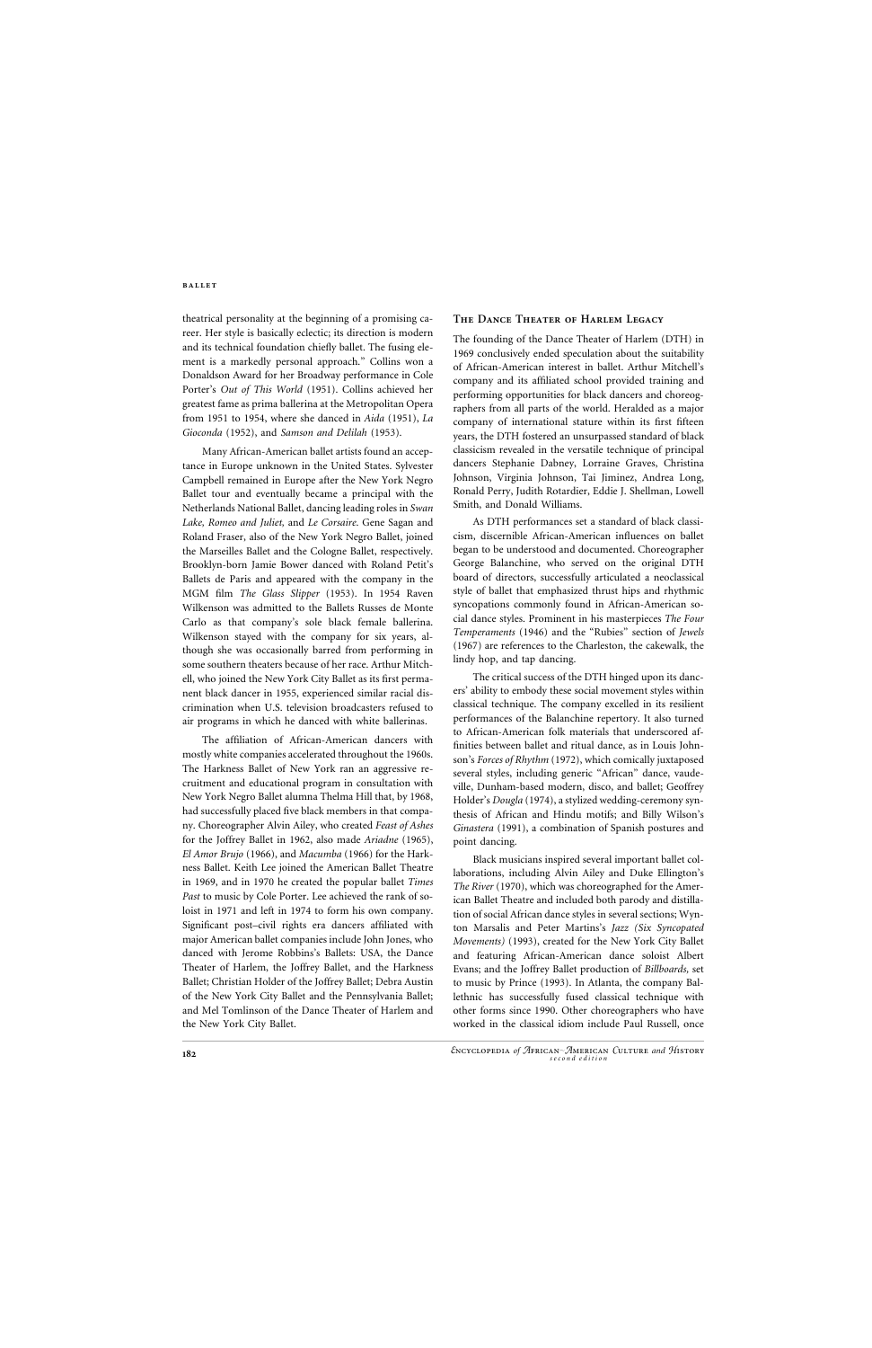theatrical personality at the beginning of a promising career. Her style is basically eclectic; its direction is modern and its technical foundation chiefly ballet. The fusing element is a markedly personal approach." Collins won a Donaldson Award for her Broadway performance in Cole Porter's *Out of This World* (1951). Collins achieved her greatest fame as prima ballerina at the Metropolitan Opera from 1951 to 1954, where she danced in *Aida* (1951), *La Gioconda* (1952), and *Samson and Delilah* (1953).

Many African-American ballet artists found an acceptance in Europe unknown in the United States. Sylvester Campbell remained in Europe after the New York Negro Ballet tour and eventually became a principal with the Netherlands National Ballet, dancing leading roles in *Swan Lake, Romeo and Juliet,* and *Le Corsaire.* Gene Sagan and Roland Fraser, also of the New York Negro Ballet, joined the Marseilles Ballet and the Cologne Ballet, respectively. Brooklyn-born Jamie Bower danced with Roland Petit's Ballets de Paris and appeared with the company in the MGM film *The Glass Slipper* (1953). In 1954 Raven Wilkenson was admitted to the Ballets Russes de Monte Carlo as that company's sole black female ballerina. Wilkenson stayed with the company for six years, although she was occasionally barred from performing in some southern theaters because of her race. Arthur Mitchell, who joined the New York City Ballet as its first permanent black dancer in 1955, experienced similar racial discrimination when U.S. television broadcasters refused to air programs in which he danced with white ballerinas.

The affiliation of African-American dancers with mostly white companies accelerated throughout the 1960s. The Harkness Ballet of New York ran an aggressive recruitment and educational program in consultation with New York Negro Ballet alumna Thelma Hill that, by 1968, had successfully placed five black members in that company. Choreographer Alvin Ailey, who created *Feast of Ashes* for the Joffrey Ballet in 1962, also made *Ariadne* (1965), *El Amor Brujo* (1966), and *Macumba* (1966) for the Harkness Ballet. Keith Lee joined the American Ballet Theatre in 1969, and in 1970 he created the popular ballet *Times Past* to music by Cole Porter. Lee achieved the rank of soloist in 1971 and left in 1974 to form his own company. Significant post–civil rights era dancers affiliated with major American ballet companies include John Jones, who danced with Jerome Robbins's Ballets: USA, the Dance Theater of Harlem, the Joffrey Ballet, and the Harkness Ballet; Christian Holder of the Joffrey Ballet; Debra Austin of the New York City Ballet and the Pennsylvania Ballet; and Mel Tomlinson of the Dance Theater of Harlem and the New York City Ballet.

## The Dance Theater of Harlem Legacy

The founding of the Dance Theater of Harlem (DTH) in 1969 conclusively ended speculation about the suitability of African-American interest in ballet. Arthur Mitchell's company and its affiliated school provided training and performing opportunities for black dancers and choreographers from all parts of the world. Heralded as a major company of international stature within its first fifteen years, the DTH fostered an unsurpassed standard of black classicism revealed in the versatile technique of principal dancers Stephanie Dabney, Lorraine Graves, Christina Johnson, Virginia Johnson, Tai Jiminez, Andrea Long, Ronald Perry, Judith Rotardier, Eddie J. Shellman, Lowell Smith, and Donald Williams.

As DTH performances set a standard of black classicism, discernible African-American influences on ballet began to be understood and documented. Choreographer George Balanchine, who served on the original DTH board of directors, successfully articulated a neoclassical style of ballet that emphasized thrust hips and rhythmic syncopations commonly found in African-American social dance styles. Prominent in his masterpieces *The Four Temperaments* (1946) and the "Rubies" section of *Jewels* (1967) are references to the Charleston, the cakewalk, the lindy hop, and tap dancing.

The critical success of the DTH hinged upon its dancers' ability to embody these social movement styles within classical technique. The company excelled in its resilient performances of the Balanchine repertory. It also turned to African-American folk materials that underscored affinities between ballet and ritual dance, as in Louis Johnson's *Forces of Rhythm* (1972), which comically juxtaposed several styles, including generic "African" dance, vaudeville, Dunham-based modern, disco, and ballet; Geoffrey Holder's *Dougla* (1974), a stylized wedding-ceremony synthesis of African and Hindu motifs; and Billy Wilson's *Ginastera* (1991), a combination of Spanish postures and point dancing.

Black musicians inspired several important ballet collaborations, including Alvin Ailey and Duke Ellington's *The River* (1970), which was choreographed for the American Ballet Theatre and included both parody and distillation of social African dance styles in several sections; Wynton Marsalis and Peter Martins's *Jazz (Six Syncopated Movements)* (1993), created for the New York City Ballet and featuring African-American dance soloist Albert Evans; and the Joffrey Ballet production of *Billboards,* set to music by Prince (1993). In Atlanta, the company Ballethnic has successfully fused classical technique with other forms since 1990. Other choreographers who have worked in the classical idiom include Paul Russell, once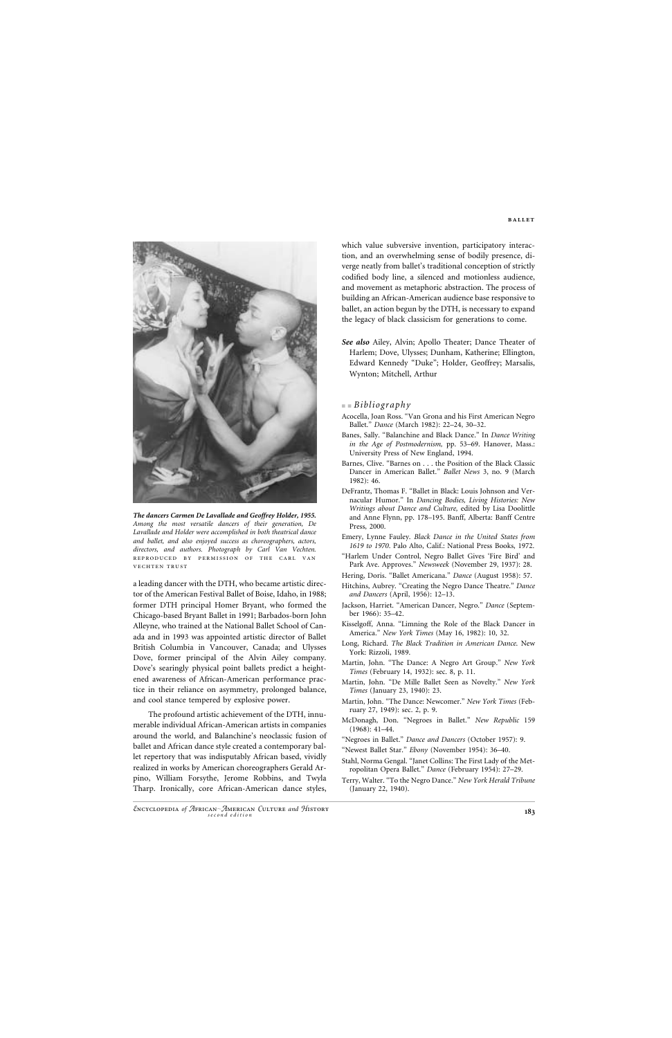*The dancers Carmen De Lavallade and Geoffrey Holder, 1955.* *Among the most versatile dancers of their generation, De Lavallade and Holder were accomplished in both theatrical dance and ballet, and also enjoyed success as choreographers, actors, directors, and authors. Photograph by Carl Van Vechten.* REPRODUCED BY PERMISSION OF THE CARL VAN VECHTEN TRUST

a leading dancer with the DTH, who became artistic director of the American Festival Ballet of Boise, Idaho, in 1988; former DTH principal Homer Bryant, who formed the Chicago-based Bryant Ballet in 1991; Barbados-born John Alleyne, who trained at the National Ballet School of Canada and in 1993 was appointed artistic director of Ballet British Columbia in Vancouver, Canada; and Ulysses Dove, former principal of the Alvin Ailey company. Dove's searingly physical point ballets predict a heightened awareness of African-American performance practice in their reliance on asymmetry, prolonged balance, and cool stance tempered by explosive power.

The profound artistic achievement of the DTH, innumerable individual African-American artists in companies around the world, and Balanchine's neoclassic fusion of ballet and African dance style created a contemporary ballet repertory that was indisputably African based, vividly realized in works by American choreographers Gerald Arpino, William Forsythe, Jerome Robbins, and Twyla Tharp. Ironically, core African-American dance styles, which value subversive invention, participatory interaction, and an overwhelming sense of bodily presence, diverge neatly from ballet's traditional conception of strictly codified body line, a silenced and motionless audience, and movement as metaphoric abstraction. The process of building an African-American audience base responsive to ballet, an action begun by the DTH, is necessary to expand the legacy of black classicism for generations to come.

***See also*** Ailey, Alvin; Apollo Theater; Dance Theater of Harlem; Dove, Ulysses; Dunham, Katherine; Ellington, Edward Kennedy "Duke"; Holder, Geoffrey; Marsalis, Wynton; Mitchell, Arthur

## *Bibliography*

Acocella, Joan Ross. "Van Grona and his First American Negro Ballet." *Dance* (March 1982): 22–24, 30–32.

Banes, Sally. "Balanchine and Black Dance." In *Dance Writing in the Age of Postmodernism,* pp. 53–69. Hanover, Mass.: University Press of New England, 1994.

Barnes, Clive. "Barnes on . . . the Position of the Black Classic Dancer in American Ballet." *Ballet News* 3, no. 9 (March 1982): 46.

DeFrantz, Thomas F. "Ballet in Black: Louis Johnson and Vernacular Humor." In *Dancing Bodies, Living Histories: New Writings about Dance and Culture,* edited by Lisa Doolittle and Anne Flynn, pp. 178–195. Banff, Alberta: Banff Centre Press, 2000.

Emery, Lynne Fauley. *Black Dance in the United States from 1619 to 1970.* Palo Alto, Calif.: National Press Books, 1972.

"Harlem Under Control, Negro Ballet Gives 'Fire Bird' and Park Ave. Approves." *Newsweek* (November 29, 1937): 28.

Hering, Doris. "Ballet Americana." *Dance* (August 1958): 57.

Hitchins, Aubrey. "Creating the Negro Dance Theatre." *Dance and Dancers* (April, 1956): 12–13.

Jackson, Harriet. "American Dancer, Negro." *Dance* (September 1966): 35–42.

Kisselgoff, Anna. "Limning the Role of the Black Dancer in America." *New York Times* (May 16, 1982): 10, 32.

Long, Richard. *The Black Tradition in American Dance.* New York: Rizzoli, 1989.

Martin, John. "The Dance: A Negro Art Group." *New York Times* (February 14, 1932): sec. 8, p. 11.

Martin, John. "De Mille Ballet Seen as Novelty." *New York Times* (January 23, 1940): 23.

Martin, John. "The Dance: Newcomer." *New York Times* (February 27, 1949): sec. 2, p. 9.

McDonagh, Don. "Negroes in Ballet." *New Republic* 159 (1968): 41–44.

"Negroes in Ballet." *Dance and Dancers* (October 1957): 9.

"Newest Ballet Star." *Ebony* (November 1954): 36–40.

Stahl, Norma Gengal. "Janet Collins: The First Lady of the Metropolitan Opera Ballet." *Dance* (February 1954): 27–29.

Terry, Walter. "To the Negro Dance." *New York Herald Tribune* (January 22, 1940).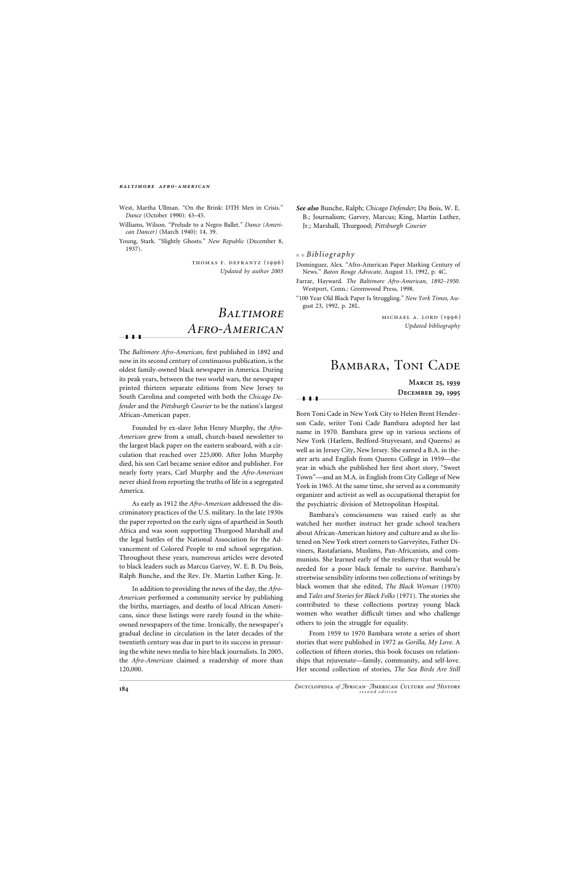West, Martha Ullman. "On the Brink: DTH Men in Crisis." *Dance* (October 1990): 43–45.

Williams, Wilson. "Prelude to a Negro Ballet." *Dance (American Dancer)* (March 1940): 14, 39.

Young, Stark. "Slightly Ghosts." *New Republic* (December 8, 1937).

THOMAS F. DEFRANTZ (1996)
*Updated by author 2005*

# *Baltimore Afro-American*

The *Baltimore Afro-American,* first published in 1892 and now in its second century of continuous publication, is the oldest family-owned black newspaper in America. During its peak years, between the two world wars, the newspaper printed thirteen separate editions from New Jersey to South Carolina and competed with both the *Chicago Defender* and the *Pittsburgh Courier* to be the nation's largest African-American paper.

Founded by ex-slave John Henry Murphy, the *Afro-American* grew from a small, church-based newsletter to the largest black paper on the eastern seaboard, with a circulation that reached over 225,000. After John Murphy died, his son Carl became senior editor and publisher. For nearly forty years, Carl Murphy and the *Afro-American* never shied from reporting the truths of life in a segregated America.

As early as 1912 the *Afro-American* addressed the discriminatory practices of the U.S. military. In the late 1930s the paper reported on the early signs of apartheid in South Africa and was soon supporting Thurgood Marshall and the legal battles of the National Association for the Advancement of Colored People to end school segregation. Throughout these years, numerous articles were devoted to black leaders such as Marcus Garvey, W. E. B. Du Bois, Ralph Bunche, and the Rev. Dr. Martin Luther King, Jr.

In addition to providing the news of the day, the *Afro-American* performed a community service by publishing the births, marriages, and deaths of local African Americans, since these listings were rarely found in the white-owned newspapers of the time. Ironically, the newspaper's gradual decline in circulation in the later decades of the twentieth century was due in part to its success in pressuring the white news media to hire black journalists. In 2005, the *Afro-American* claimed a readership of more than 120,000.

***See also*** Bunche, Ralph; *Chicago Defender*; Du Bois, W. E. B.; Journalism; Garvey, Marcus; King, Martin Luther, Jr.; Marshall, Thurgood; *Pittsburgh Courier*

### *Bibliography*

Dominguez, Alex. "Afro-American Paper Marking Century of News." *Baton Rouge Advocate,* August 13, 1992, p. 4C.

Farrar, Hayward. *The Baltimore Afro-American, 1892–1950.* Westport, Conn.: Greenwood Press, 1998.

"100 Year Old Black Paper Is Struggling." *New York Times,* August 23, 1992, p. 28L.

MICHAEL A. LORD (1996)
*Updated bibliography*

# Bambara, Toni Cade

**March 25, 1939**
**December 29, 1995**

Born Toni Cade in New York City to Helen Brent Henderson Cade, writer Toni Cade Bambara adopted her last name in 1970. Bambara grew up in various sections of New York (Harlem, Bedford-Stuyvesant, and Queens) as well as in Jersey City, New Jersey. She earned a B.A. in theater arts and English from Queens College in 1959—the year in which she published her first short story, "Sweet Town"—and an M.A. in English from City College of New York in 1965. At the same time, she served as a community organizer and activist as well as occupational therapist for the psychiatric division of Metropolitan Hospital.

Bambara's consciousness was raised early as she watched her mother instruct her grade school teachers about African-American history and culture and as she listened on New York street corners to Garveyites, Father Diviners, Rastafarians, Muslims, Pan-Africanists, and communists. She learned early of the resiliency that would be needed for a poor black female to survive. Bambara's streetwise sensibility informs two collections of writings by black women that she edited, *The Black Woman* (1970) and *Tales and Stories for Black Folks* (1971). The stories she contributed to these collections portray young black women who weather difficult times and who challenge others to join the struggle for equality.

From 1959 to 1970 Bambara wrote a series of short stories that were published in 1972 as *Gorilla, My Love*. A collection of fifteen stories, this book focuses on relationships that rejuvenate—family, community, and self-love. Her second collection of stories, *The Sea Birds Are Still*